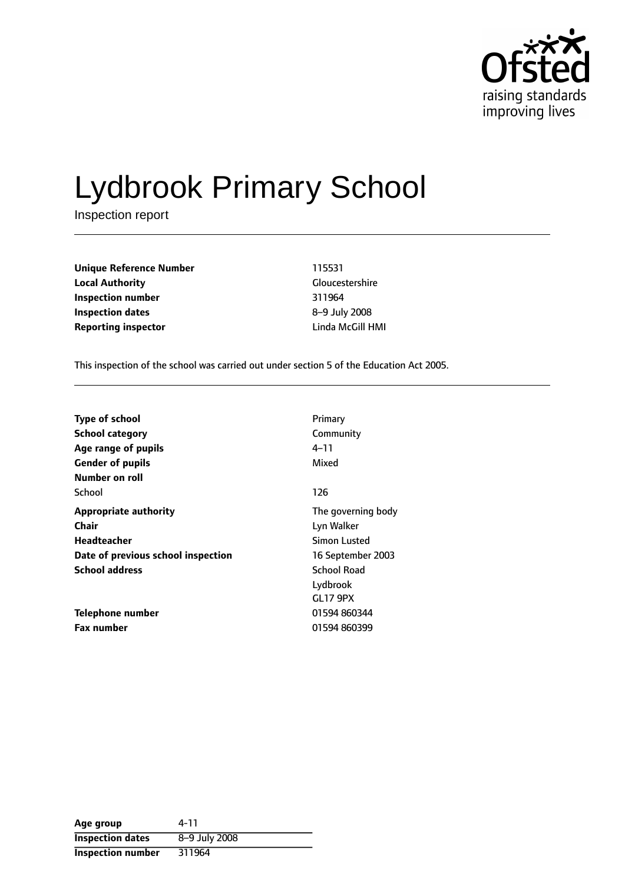Ofsted
raising standards
improving lives

# Lydbrook Primary School

Inspection report

| | |
|---|---|
| **Unique Reference Number** | 115531 |
| **Local Authority** | Gloucestershire |
| **Inspection number** | 311964 |
| **Inspection dates** | 8–9 July 2008 |
| **Reporting inspector** | Linda McGill HMI |

This inspection of the school was carried out under section 5 of the Education Act 2005.

| | |
|---|---|
| **Type of school** | Primary |
| **School category** | Community |
| **Age range of pupils** | 4–11 |
| **Gender of pupils** | Mixed |
| **Number on roll** | |
| School | 126 |
| **Appropriate authority** | The governing body |
| **Chair** | Lyn Walker |
| **Headteacher** | Simon Lusted |
| **Date of previous school inspection** | 16 September 2003 |
| **School address** | School Road<br>Lydbrook<br>GL17 9PX |
| **Telephone number** | 01594 860344 |
| **Fax number** | 01594 860399 |

| | |
|---|---|
| **Age group** | 4-11 |
| **Inspection dates** | 8–9 July 2008 |
| **Inspection number** | 311964 |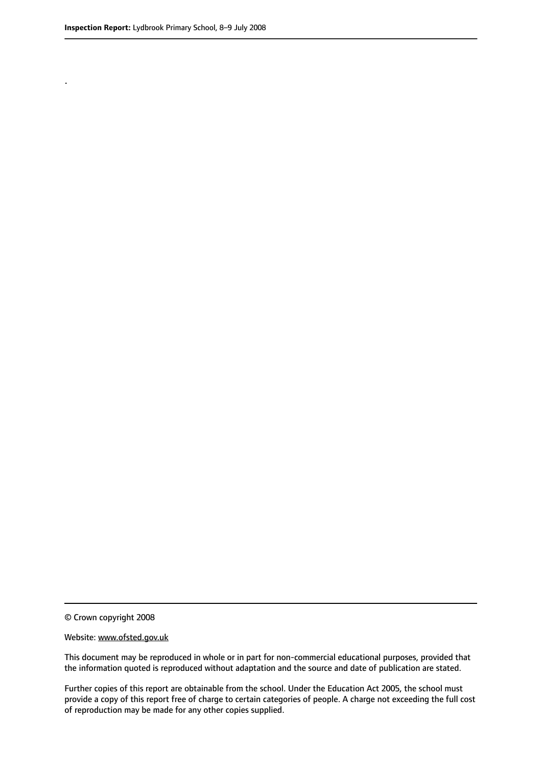.

© Crown copyright 2008

Website: www.ofsted.gov.uk

This document may be reproduced in whole or in part for non-commercial educational purposes, provided that the information quoted is reproduced without adaptation and the source and date of publication are stated.

Further copies of this report are obtainable from the school. Under the Education Act 2005, the school must provide a copy of this report free of charge to certain categories of people. A charge not exceeding the full cost of reproduction may be made for any other copies supplied.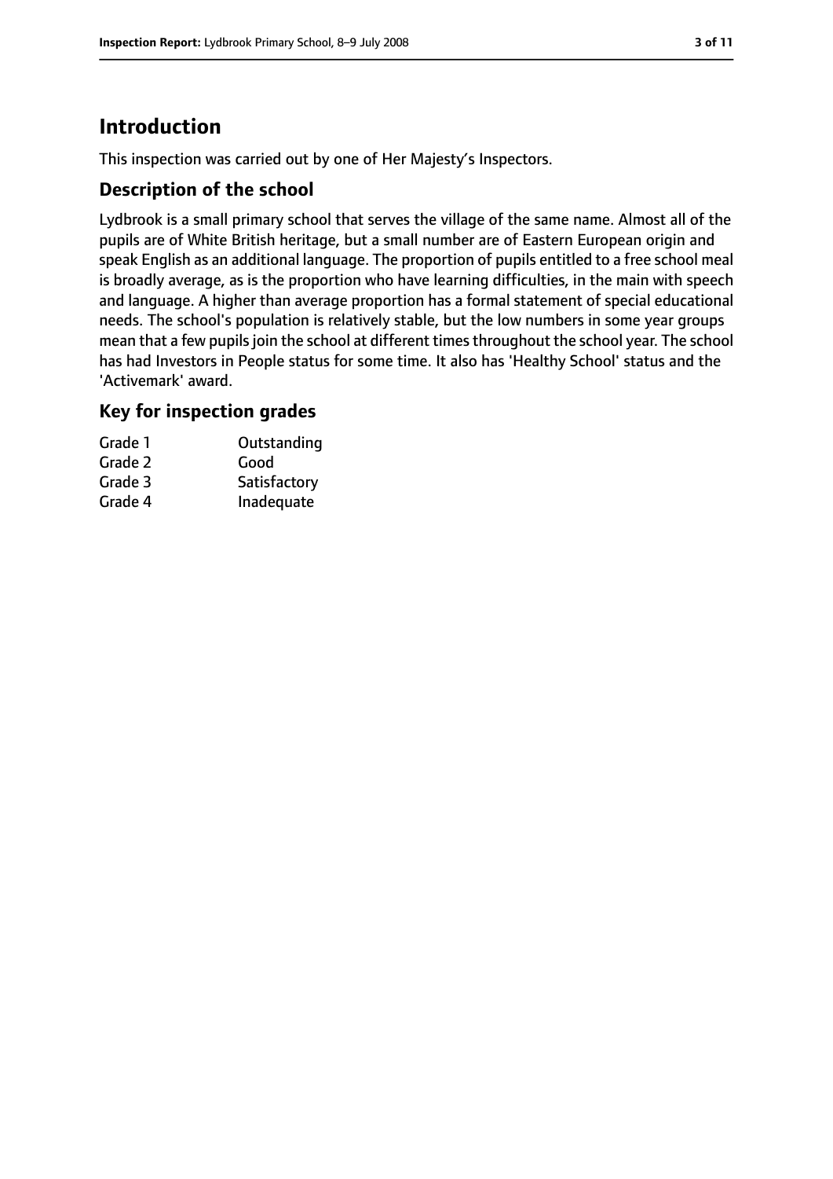# Introduction

This inspection was carried out by one of Her Majesty's Inspectors.

## Description of the school

Lydbrook is a small primary school that serves the village of the same name. Almost all of the pupils are of White British heritage, but a small number are of Eastern European origin and speak English as an additional language. The proportion of pupils entitled to a free school meal is broadly average, as is the proportion who have learning difficulties, in the main with speech and language. A higher than average proportion has a formal statement of special educational needs. The school's population is relatively stable, but the low numbers in some year groups mean that a few pupils join the school at different times throughout the school year. The school has had Investors in People status for some time. It also has 'Healthy School' status and the 'Activemark' award.

## Key for inspection grades

| | |
|---|---|
| Grade 1 | Outstanding |
| Grade 2 | Good |
| Grade 3 | Satisfactory |
| Grade 4 | Inadequate |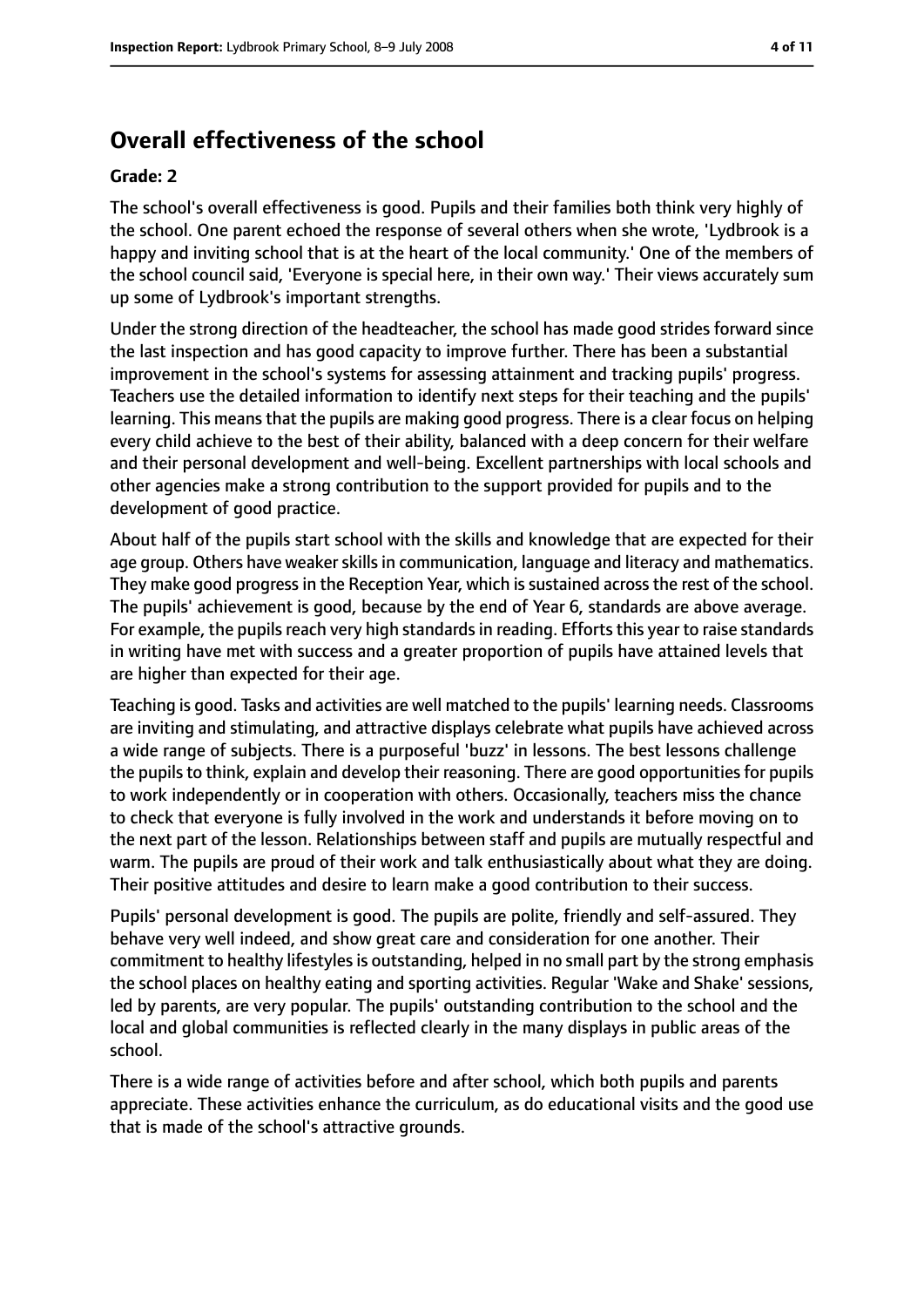## Overall effectiveness of the school

**Grade: 2**

The school's overall effectiveness is good. Pupils and their families both think very highly of the school. One parent echoed the response of several others when she wrote, 'Lydbrook is a happy and inviting school that is at the heart of the local community.' One of the members of the school council said, 'Everyone is special here, in their own way.' Their views accurately sum up some of Lydbrook's important strengths.

Under the strong direction of the headteacher, the school has made good strides forward since the last inspection and has good capacity to improve further. There has been a substantial improvement in the school's systems for assessing attainment and tracking pupils' progress. Teachers use the detailed information to identify next steps for their teaching and the pupils' learning. This means that the pupils are making good progress. There is a clear focus on helping every child achieve to the best of their ability, balanced with a deep concern for their welfare and their personal development and well-being. Excellent partnerships with local schools and other agencies make a strong contribution to the support provided for pupils and to the development of good practice.

About half of the pupils start school with the skills and knowledge that are expected for their age group. Others have weaker skills in communication, language and literacy and mathematics. They make good progress in the Reception Year, which is sustained across the rest of the school. The pupils' achievement is good, because by the end of Year 6, standards are above average. For example, the pupils reach very high standards in reading. Efforts this year to raise standards in writing have met with success and a greater proportion of pupils have attained levels that are higher than expected for their age.

Teaching is good. Tasks and activities are well matched to the pupils' learning needs. Classrooms are inviting and stimulating, and attractive displays celebrate what pupils have achieved across a wide range of subjects. There is a purposeful 'buzz' in lessons. The best lessons challenge the pupils to think, explain and develop their reasoning. There are good opportunities for pupils to work independently or in cooperation with others. Occasionally, teachers miss the chance to check that everyone is fully involved in the work and understands it before moving on to the next part of the lesson. Relationships between staff and pupils are mutually respectful and warm. The pupils are proud of their work and talk enthusiastically about what they are doing. Their positive attitudes and desire to learn make a good contribution to their success.

Pupils' personal development is good. The pupils are polite, friendly and self-assured. They behave very well indeed, and show great care and consideration for one another. Their commitment to healthy lifestyles is outstanding, helped in no small part by the strong emphasis the school places on healthy eating and sporting activities. Regular 'Wake and Shake' sessions, led by parents, are very popular. The pupils' outstanding contribution to the school and the local and global communities is reflected clearly in the many displays in public areas of the school.

There is a wide range of activities before and after school, which both pupils and parents appreciate. These activities enhance the curriculum, as do educational visits and the good use that is made of the school's attractive grounds.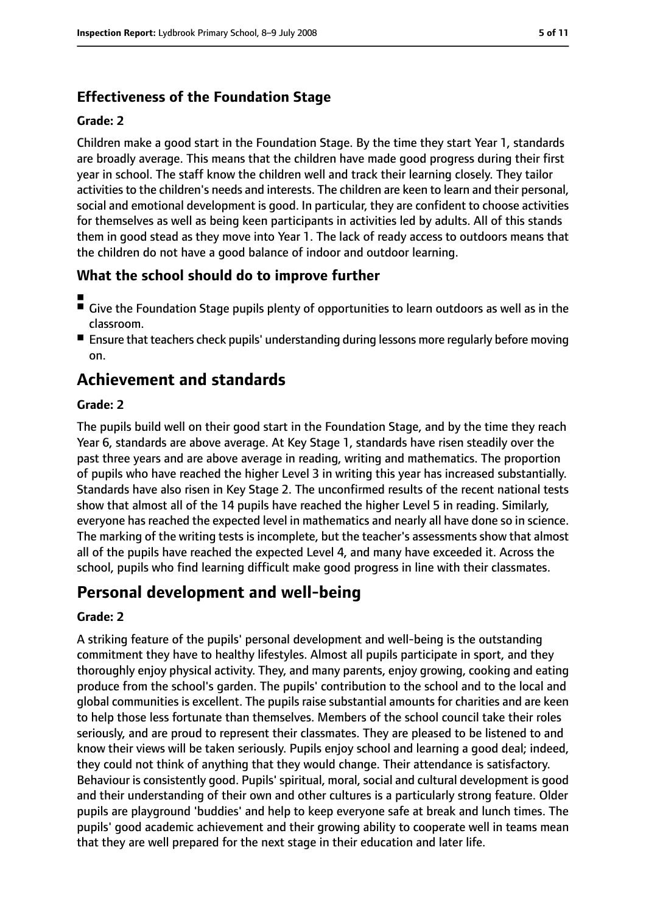### Effectiveness of the Foundation Stage

#### Grade: 2

Children make a good start in the Foundation Stage. By the time they start Year 1, standards are broadly average. This means that the children have made good progress during their first year in school. The staff know the children well and track their learning closely. They tailor activities to the children's needs and interests. The children are keen to learn and their personal, social and emotional development is good. In particular, they are confident to choose activities for themselves as well as being keen participants in activities led by adults. All of this stands them in good stead as they move into Year 1. The lack of ready access to outdoors means that the children do not have a good balance of indoor and outdoor learning.

### What the school should do to improve further

- Give the Foundation Stage pupils plenty of opportunities to learn outdoors as well as in the classroom.
- Ensure that teachers check pupils' understanding during lessons more regularly before moving on.

## Achievement and standards

#### Grade: 2

The pupils build well on their good start in the Foundation Stage, and by the time they reach Year 6, standards are above average. At Key Stage 1, standards have risen steadily over the past three years and are above average in reading, writing and mathematics. The proportion of pupils who have reached the higher Level 3 in writing this year has increased substantially. Standards have also risen in Key Stage 2. The unconfirmed results of the recent national tests show that almost all of the 14 pupils have reached the higher Level 5 in reading. Similarly, everyone has reached the expected level in mathematics and nearly all have done so in science. The marking of the writing tests is incomplete, but the teacher's assessments show that almost all of the pupils have reached the expected Level 4, and many have exceeded it. Across the school, pupils who find learning difficult make good progress in line with their classmates.

## Personal development and well-being

#### Grade: 2

A striking feature of the pupils' personal development and well-being is the outstanding commitment they have to healthy lifestyles. Almost all pupils participate in sport, and they thoroughly enjoy physical activity. They, and many parents, enjoy growing, cooking and eating produce from the school's garden. The pupils' contribution to the school and to the local and global communities is excellent. The pupils raise substantial amounts for charities and are keen to help those less fortunate than themselves. Members of the school council take their roles seriously, and are proud to represent their classmates. They are pleased to be listened to and know their views will be taken seriously. Pupils enjoy school and learning a good deal; indeed, they could not think of anything that they would change. Their attendance is satisfactory. Behaviour is consistently good. Pupils' spiritual, moral, social and cultural development is good and their understanding of their own and other cultures is a particularly strong feature. Older pupils are playground 'buddies' and help to keep everyone safe at break and lunch times. The pupils' good academic achievement and their growing ability to cooperate well in teams mean that they are well prepared for the next stage in their education and later life.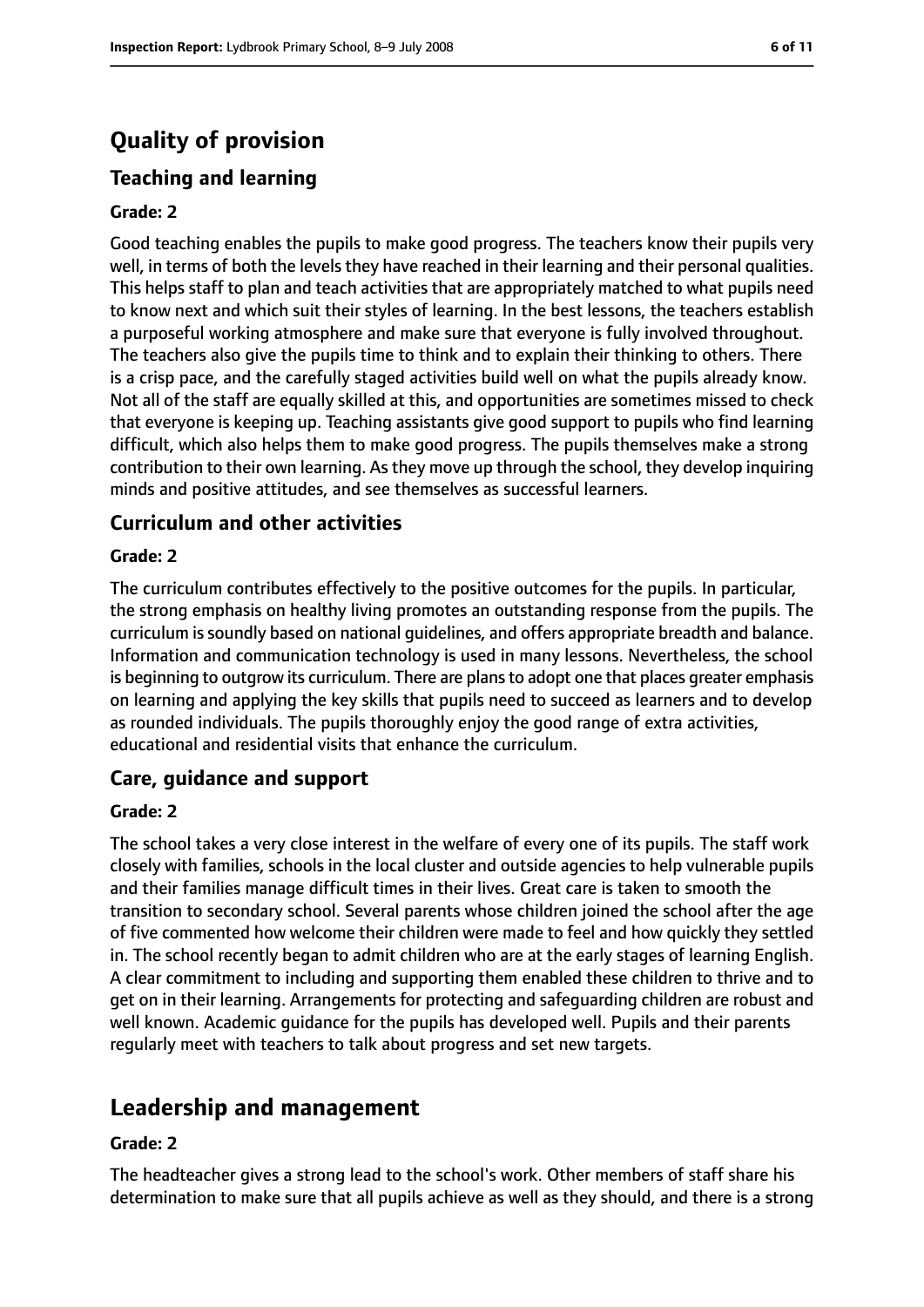# Quality of provision

## Teaching and learning

**Grade: 2**

Good teaching enables the pupils to make good progress. The teachers know their pupils very well, in terms of both the levels they have reached in their learning and their personal qualities. This helps staff to plan and teach activities that are appropriately matched to what pupils need to know next and which suit their styles of learning. In the best lessons, the teachers establish a purposeful working atmosphere and make sure that everyone is fully involved throughout. The teachers also give the pupils time to think and to explain their thinking to others. There is a crisp pace, and the carefully staged activities build well on what the pupils already know. Not all of the staff are equally skilled at this, and opportunities are sometimes missed to check that everyone is keeping up. Teaching assistants give good support to pupils who find learning difficult, which also helps them to make good progress. The pupils themselves make a strong contribution to their own learning. As they move up through the school, they develop inquiring minds and positive attitudes, and see themselves as successful learners.

## Curriculum and other activities

**Grade: 2**

The curriculum contributes effectively to the positive outcomes for the pupils. In particular, the strong emphasis on healthy living promotes an outstanding response from the pupils. The curriculum is soundly based on national guidelines, and offers appropriate breadth and balance. Information and communication technology is used in many lessons. Nevertheless, the school is beginning to outgrow its curriculum. There are plans to adopt one that places greater emphasis on learning and applying the key skills that pupils need to succeed as learners and to develop as rounded individuals. The pupils thoroughly enjoy the good range of extra activities, educational and residential visits that enhance the curriculum.

## Care, guidance and support

**Grade: 2**

The school takes a very close interest in the welfare of every one of its pupils. The staff work closely with families, schools in the local cluster and outside agencies to help vulnerable pupils and their families manage difficult times in their lives. Great care is taken to smooth the transition to secondary school. Several parents whose children joined the school after the age of five commented how welcome their children were made to feel and how quickly they settled in. The school recently began to admit children who are at the early stages of learning English. A clear commitment to including and supporting them enabled these children to thrive and to get on in their learning. Arrangements for protecting and safeguarding children are robust and well known. Academic guidance for the pupils has developed well. Pupils and their parents regularly meet with teachers to talk about progress and set new targets.

# Leadership and management

**Grade: 2**

The headteacher gives a strong lead to the school's work. Other members of staff share his determination to make sure that all pupils achieve as well as they should, and there is a strong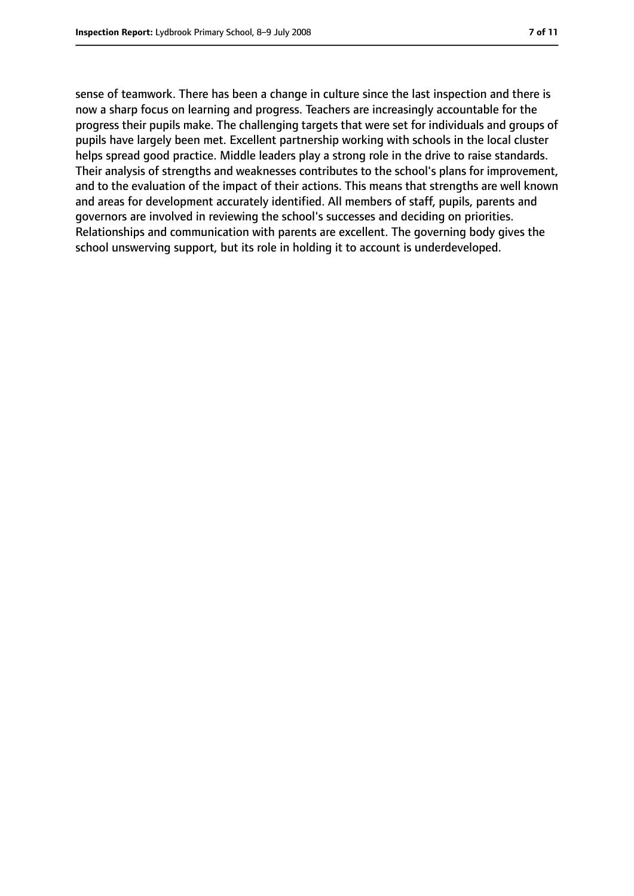sense of teamwork. There has been a change in culture since the last inspection and there is now a sharp focus on learning and progress. Teachers are increasingly accountable for the progress their pupils make. The challenging targets that were set for individuals and groups of pupils have largely been met. Excellent partnership working with schools in the local cluster helps spread good practice. Middle leaders play a strong role in the drive to raise standards. Their analysis of strengths and weaknesses contributes to the school's plans for improvement, and to the evaluation of the impact of their actions. This means that strengths are well known and areas for development accurately identified. All members of staff, pupils, parents and governors are involved in reviewing the school's successes and deciding on priorities. Relationships and communication with parents are excellent. The governing body gives the school unswerving support, but its role in holding it to account is underdeveloped.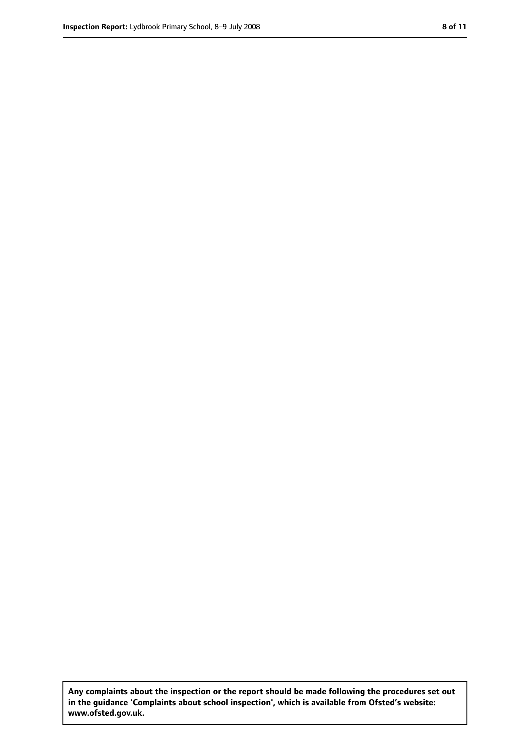**Any complaints about the inspection or the report should be made following the procedures set out in the guidance 'Complaints about school inspection', which is available from Ofsted's website: www.ofsted.gov.uk.**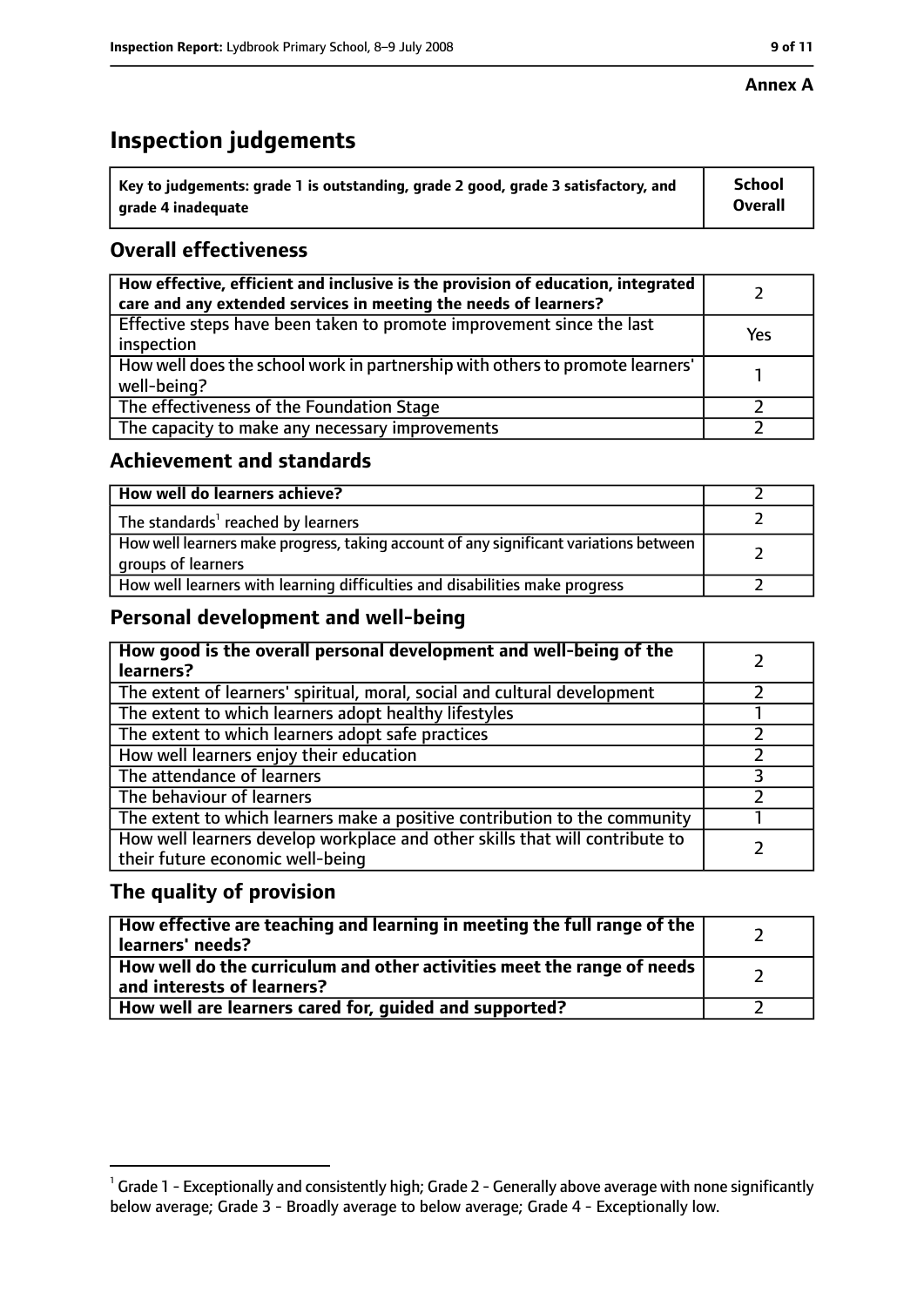**Annex A**

# Inspection judgements

| Key to judgements: grade 1 is outstanding, grade 2 good, grade 3 satisfactory, and grade 4 inadequate | School Overall |
|---|---|

## Overall effectiveness

| | |
|---|---|
| **How effective, efficient and inclusive is the provision of education, integrated care and any extended services in meeting the needs of learners?** | 2 |
| Effective steps have been taken to promote improvement since the last inspection | Yes |
| How well does the school work in partnership with others to promote learners' well-being? | 1 |
| The effectiveness of the Foundation Stage | 2 |
| The capacity to make any necessary improvements | 2 |

## Achievement and standards

| | |
|---|---|
| **How well do learners achieve?** | 2 |
| The standards[1] reached by learners | 2 |
| How well learners make progress, taking account of any significant variations between groups of learners | 2 |
| How well learners with learning difficulties and disabilities make progress | 2 |

## Personal development and well-being

| | |
|---|---|
| **How good is the overall personal development and well-being of the learners?** | 2 |
| The extent of learners' spiritual, moral, social and cultural development | 2 |
| The extent to which learners adopt healthy lifestyles | 1 |
| The extent to which learners adopt safe practices | 2 |
| How well learners enjoy their education | 2 |
| The attendance of learners | 3 |
| The behaviour of learners | 2 |
| The extent to which learners make a positive contribution to the community | 1 |
| How well learners develop workplace and other skills that will contribute to their future economic well-being | 2 |

## The quality of provision

| | |
|---|---|
| **How effective are teaching and learning in meeting the full range of the learners' needs?** | 2 |
| **How well do the curriculum and other activities meet the range of needs and interests of learners?** | 2 |
| **How well are learners cared for, guided and supported?** | 2 |

[1] Grade 1 - Exceptionally and consistently high; Grade 2 - Generally above average with none significantly below average; Grade 3 - Broadly average to below average; Grade 4 - Exceptionally low.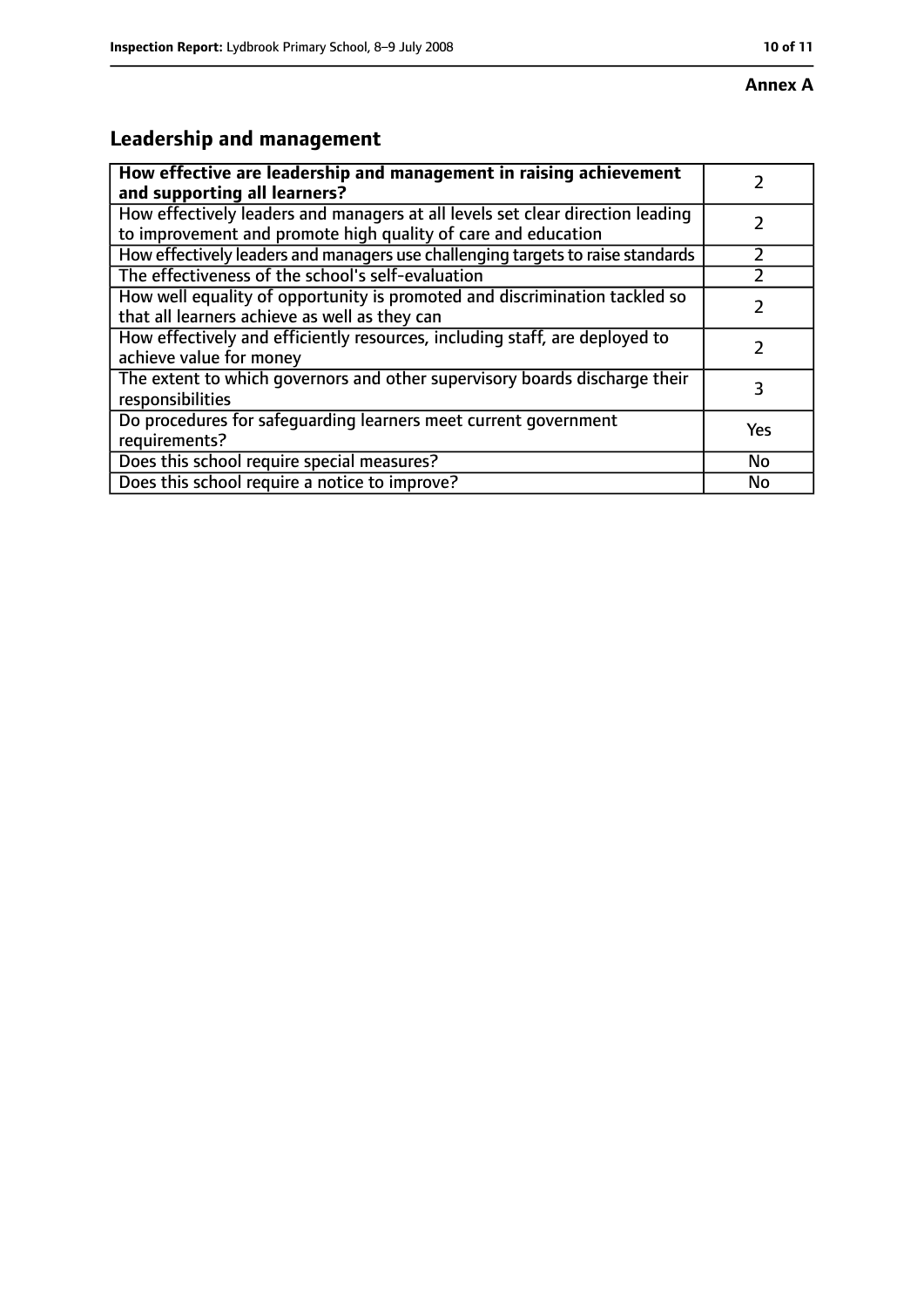**Annex A**

## Leadership and management

| **How effective are leadership and management in raising achievement and supporting all learners?** | 2 |
| --- | --- |
| How effectively leaders and managers at all levels set clear direction leading to improvement and promote high quality of care and education | 2 |
| How effectively leaders and managers use challenging targets to raise standards | 2 |
| The effectiveness of the school's self-evaluation | 2 |
| How well equality of opportunity is promoted and discrimination tackled so that all learners achieve as well as they can | 2 |
| How effectively and efficiently resources, including staff, are deployed to achieve value for money | 2 |
| The extent to which governors and other supervisory boards discharge their responsibilities | 3 |
| Do procedures for safeguarding learners meet current government requirements? | Yes |
| Does this school require special measures? | No |
| Does this school require a notice to improve? | No |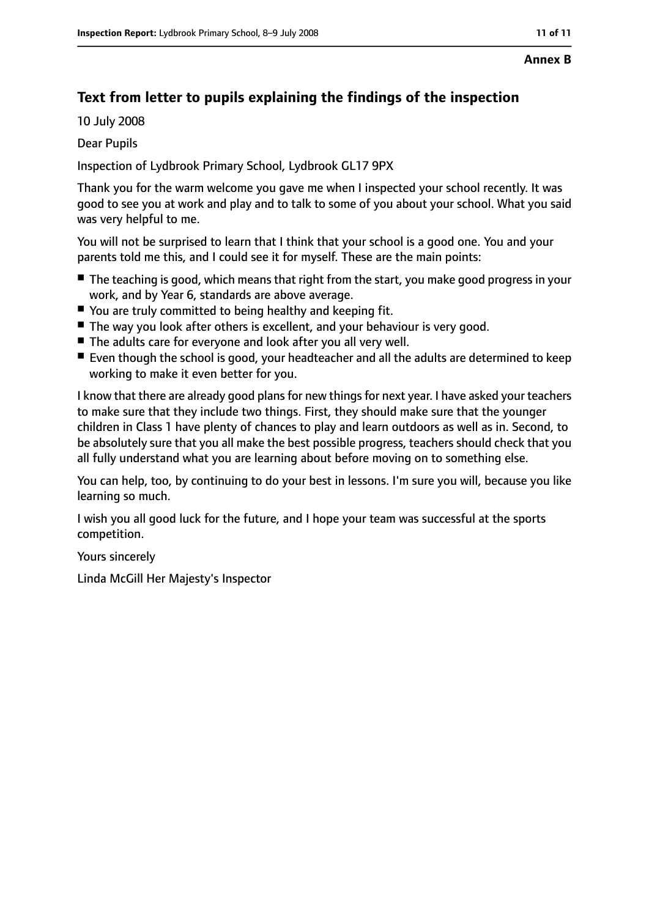**Annex B**

## Text from letter to pupils explaining the findings of the inspection

10 July 2008

Dear Pupils

Inspection of Lydbrook Primary School, Lydbrook GL17 9PX

Thank you for the warm welcome you gave me when I inspected your school recently. It was good to see you at work and play and to talk to some of you about your school. What you said was very helpful to me.

You will not be surprised to learn that I think that your school is a good one. You and your parents told me this, and I could see it for myself. These are the main points:

- The teaching is good, which means that right from the start, you make good progress in your work, and by Year 6, standards are above average.
- You are truly committed to being healthy and keeping fit.
- The way you look after others is excellent, and your behaviour is very good.
- The adults care for everyone and look after you all very well.
- Even though the school is good, your headteacher and all the adults are determined to keep working to make it even better for you.

I know that there are already good plans for new things for next year. I have asked your teachers to make sure that they include two things. First, they should make sure that the younger children in Class 1 have plenty of chances to play and learn outdoors as well as in. Second, to be absolutely sure that you all make the best possible progress, teachers should check that you all fully understand what you are learning about before moving on to something else.

You can help, too, by continuing to do your best in lessons. I'm sure you will, because you like learning so much.

I wish you all good luck for the future, and I hope your team was successful at the sports competition.

Yours sincerely

Linda McGill Her Majesty's Inspector